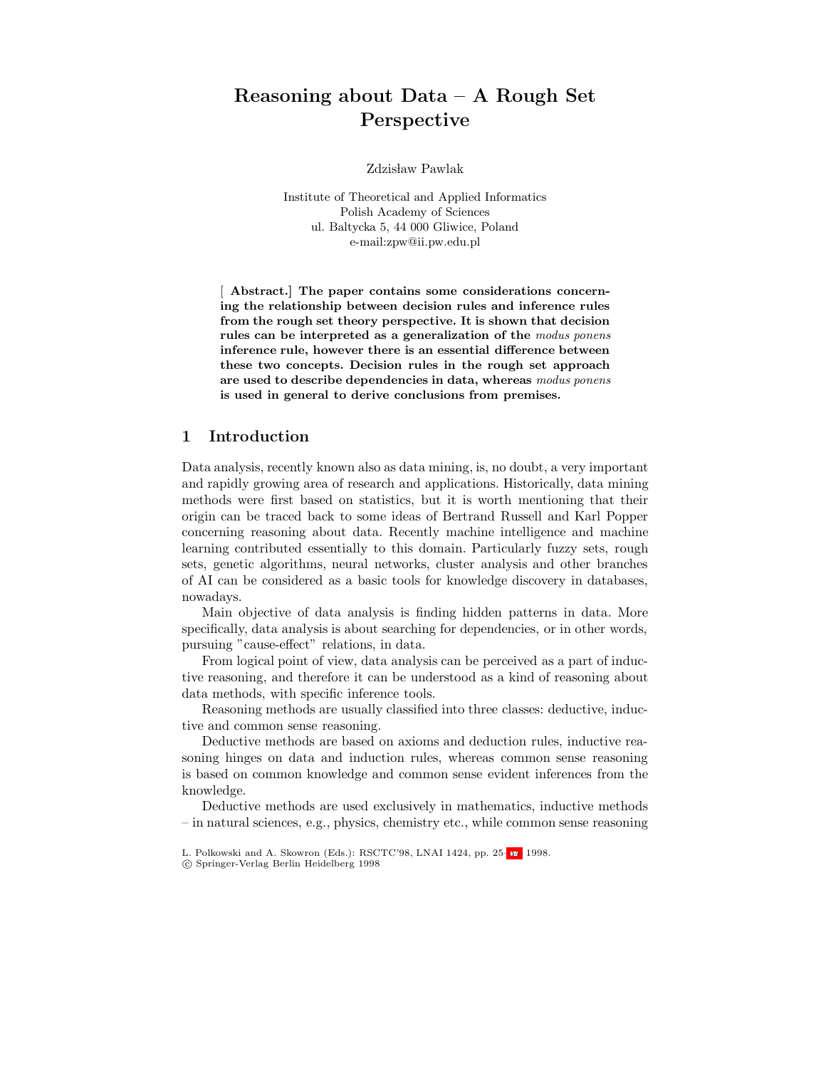# Reasoning about Data – A Rough Set Perspective

Zdzisław Pawlak

Institute of Theoretical and Applied Informatics
Polish Academy of Sciences
ul. Baltycka 5, 44 000 Gliwice, Poland
e-mail:zpw@ii.pw.edu.pl

**[ Abstract.] The paper contains some considerations concerning the relationship between decision rules and inference rules from the rough set theory perspective. It is shown that decision rules can be interpreted as a generalization of the *modus ponens* inference rule, however there is an essential difference between these two concepts. Decision rules in the rough set approach are used to describe dependencies in data, whereas *modus ponens* is used in general to derive conclusions from premises.**

## 1 Introduction

Data analysis, recently known also as data mining, is, no doubt, a very important and rapidly growing area of research and applications. Historically, data mining methods were first based on statistics, but it is worth mentioning that their origin can be traced back to some ideas of Bertrand Russell and Karl Popper concerning reasoning about data. Recently machine intelligence and machine learning contributed essentially to this domain. Particularly fuzzy sets, rough sets, genetic algorithms, neural networks, cluster analysis and other branches of AI can be considered as a basic tools for knowledge discovery in databases, nowadays.

Main objective of data analysis is finding hidden patterns in data. More specifically, data analysis is about searching for dependencies, or in other words, pursuing "cause-effect" relations, in data.

From logical point of view, data analysis can be perceived as a part of inductive reasoning, and therefore it can be understood as a kind of reasoning about data methods, with specific inference tools.

Reasoning methods are usually classified into three classes: deductive, inductive and common sense reasoning.

Deductive methods are based on axioms and deduction rules, inductive reasoning hinges on data and induction rules, whereas common sense reasoning is based on common knowledge and common sense evident inferences from the knowledge.

Deductive methods are used exclusively in mathematics, inductive methods – in natural sciences, e.g., physics, chemistry etc., while common sense reasoning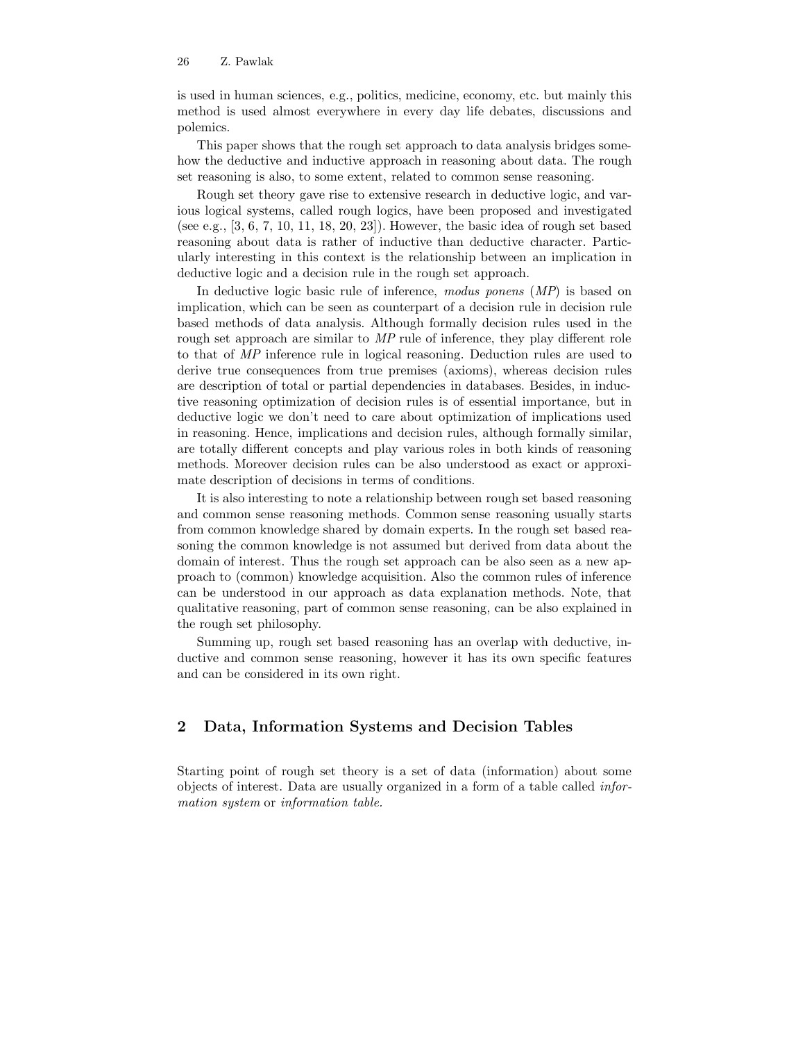is used in human sciences, e.g., politics, medicine, economy, etc. but mainly this method is used almost everywhere in every day life debates, discussions and polemics.

This paper shows that the rough set approach to data analysis bridges somehow the deductive and inductive approach in reasoning about data. The rough set reasoning is also, to some extent, related to common sense reasoning.

Rough set theory gave rise to extensive research in deductive logic, and various logical systems, called rough logics, have been proposed and investigated (see e.g., [3, 6, 7, 10, 11, 18, 20, 23]). However, the basic idea of rough set based reasoning about data is rather of inductive than deductive character. Particularly interesting in this context is the relationship between an implication in deductive logic and a decision rule in the rough set approach.

In deductive logic basic rule of inference, *modus ponens* (*MP*) is based on implication, which can be seen as counterpart of a decision rule in decision rule based methods of data analysis. Although formally decision rules used in the rough set approach are similar to *MP* rule of inference, they play different role to that of *MP* inference rule in logical reasoning. Deduction rules are used to derive true consequences from true premises (axioms), whereas decision rules are description of total or partial dependencies in databases. Besides, in inductive reasoning optimization of decision rules is of essential importance, but in deductive logic we don't need to care about optimization of implications used in reasoning. Hence, implications and decision rules, although formally similar, are totally different concepts and play various roles in both kinds of reasoning methods. Moreover decision rules can be also understood as exact or approximate description of decisions in terms of conditions.

It is also interesting to note a relationship between rough set based reasoning and common sense reasoning methods. Common sense reasoning usually starts from common knowledge shared by domain experts. In the rough set based reasoning the common knowledge is not assumed but derived from data about the domain of interest. Thus the rough set approach can be also seen as a new approach to (common) knowledge acquisition. Also the common rules of inference can be understood in our approach as data explanation methods. Note, that qualitative reasoning, part of common sense reasoning, can be also explained in the rough set philosophy.

Summing up, rough set based reasoning has an overlap with deductive, inductive and common sense reasoning, however it has its own specific features and can be considered in its own right.

## 2 Data, Information Systems and Decision Tables

Starting point of rough set theory is a set of data (information) about some objects of interest. Data are usually organized in a form of a table called *information system* or *information table.*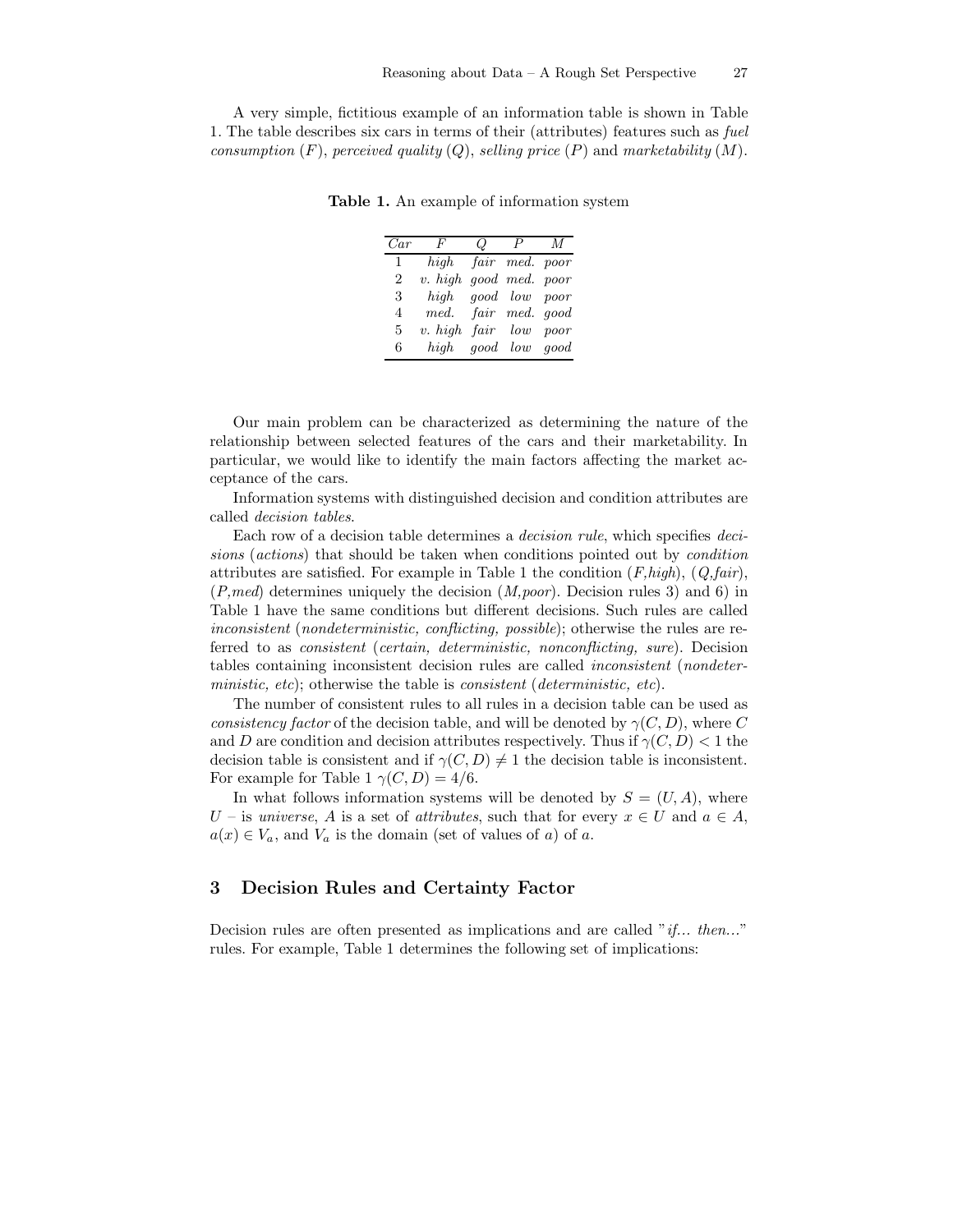A very simple, fictitious example of an information table is shown in Table 1. The table describes six cars in terms of their (attributes) features such as *fuel consumption* ($F$), *perceived quality* ($Q$), *selling price* ($P$) and *marketability* ($M$).

**Table 1.** An example of information system

| *Car* | *F* | *Q* | *P* | *M* |
|---|---|---|---|---|
| 1 | *high* | *fair* | *med.* | *poor* |
| 2 | *v. high* | *good* | *med.* | *poor* |
| 3 | *high* | *good* | *low* | *poor* |
| 4 | *med.* | *fair* | *med.* | *good* |
| 5 | *v. high* | *fair* | *low* | *poor* |
| 6 | *high* | *good* | *low* | *good* |

Our main problem can be characterized as determining the nature of the relationship between selected features of the cars and their marketability. In particular, we would like to identify the main factors affecting the market acceptance of the cars.

Information systems with distinguished decision and condition attributes are called *decision tables*.

Each row of a decision table determines a *decision rule*, which specifies *decisions* (*actions*) that should be taken when conditions pointed out by *condition* attributes are satisfied. For example in Table 1 the condition (*F,high*), (*Q,fair*), (*P,med*) determines uniquely the decision (*M,poor*). Decision rules 3) and 6) in Table 1 have the same conditions but different decisions. Such rules are called *inconsistent* (*nondeterministic, conflicting, possible*); otherwise the rules are referred to as *consistent* (*certain, deterministic, nonconflicting, sure*). Decision tables containing inconsistent decision rules are called *inconsistent* (*nondeterministic, etc*); otherwise the table is *consistent* (*deterministic, etc*).

The number of consistent rules to all rules in a decision table can be used as *consistency factor* of the decision table, and will be denoted by $\gamma(C, D)$, where $C$ and $D$ are condition and decision attributes respectively. Thus if $\gamma(C, D) < 1$ the decision table is consistent and if $\gamma(C, D) \neq 1$ the decision table is inconsistent. For example for Table 1 $\gamma(C, D) = 4/6$.

In what follows information systems will be denoted by $S = (U, A)$, where $U$ – is *universe*, $A$ is a set of *attributes*, such that for every $x \in U$ and $a \in A$, $a(x) \in V_a$, and $V_a$ is the domain (set of values of $a$) of $a$.

## 3 Decision Rules and Certainty Factor

Decision rules are often presented as implications and are called "*if... then...*" rules. For example, Table 1 determines the following set of implications: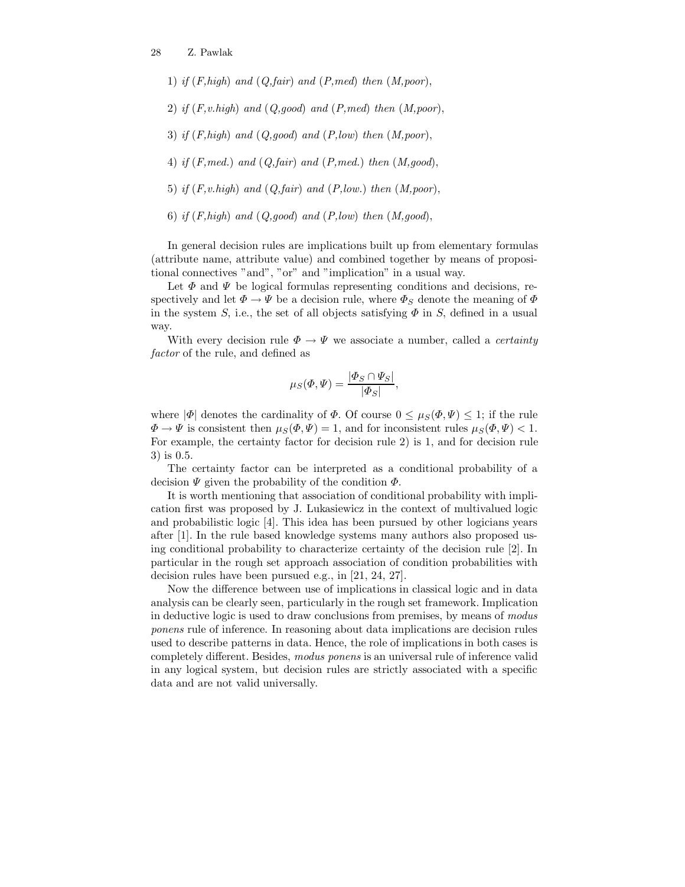1) *if* (*F,high*) *and* (*Q,fair*) *and* (*P,med*) *then* (*M,poor*),

2) *if* (*F,v.high*) *and* (*Q,good*) *and* (*P,med*) *then* (*M,poor*),

3) *if* (*F,high*) *and* (*Q,good*) *and* (*P,low*) *then* (*M,poor*),

4) *if* (*F,med.*) *and* (*Q,fair*) *and* (*P,med.*) *then* (*M,good*),

5) *if* (*F,v.high*) *and* (*Q,fair*) *and* (*P,low.*) *then* (*M,poor*),

6) *if* (*F,high*) *and* (*Q,good*) *and* (*P,low*) *then* (*M,good*),

In general decision rules are implications built up from elementary formulas (attribute name, attribute value) and combined together by means of propositional connectives "and", "or" and "implication" in a usual way.

Let $\Phi$ and $\Psi$ be logical formulas representing conditions and decisions, respectively and let $\Phi \rightarrow \Psi$ be a decision rule, where $\Phi_S$ denote the meaning of $\Phi$ in the system $S$, i.e., the set of all objects satisfying $\Phi$ in $S$, defined in a usual way.

With every decision rule $\Phi \rightarrow \Psi$ we associate a number, called a *certainty factor* of the rule, and defined as

$$\mu_S(\Phi, \Psi) = \frac{|\Phi_S \cap \Psi_S|}{|\Phi_S|},$$

where $|\Phi|$ denotes the cardinality of $\Phi$. Of course $0 \leq \mu_S(\Phi, \Psi) \leq 1$; if the rule $\Phi \rightarrow \Psi$ is consistent then $\mu_S(\Phi, \Psi) = 1$, and for inconsistent rules $\mu_S(\Phi, \Psi) < 1$. For example, the certainty factor for decision rule 2) is 1, and for decision rule 3) is 0.5.

The certainty factor can be interpreted as a conditional probability of a decision $\Psi$ given the probability of the condition $\Phi$.

It is worth mentioning that association of conditional probability with implication first was proposed by J. Lukasiewicz in the context of multivalued logic and probabilistic logic [4]. This idea has been pursued by other logicians years after [1]. In the rule based knowledge systems many authors also proposed using conditional probability to characterize certainty of the decision rule [2]. In particular in the rough set approach association of condition probabilities with decision rules have been pursued e.g., in [21, 24, 27].

Now the difference between use of implications in classical logic and in data analysis can be clearly seen, particularly in the rough set framework. Implication in deductive logic is used to draw conclusions from premises, by means of *modus ponens* rule of inference. In reasoning about data implications are decision rules used to describe patterns in data. Hence, the role of implications in both cases is completely different. Besides, *modus ponens* is an universal rule of inference valid in any logical system, but decision rules are strictly associated with a specific data and are not valid universally.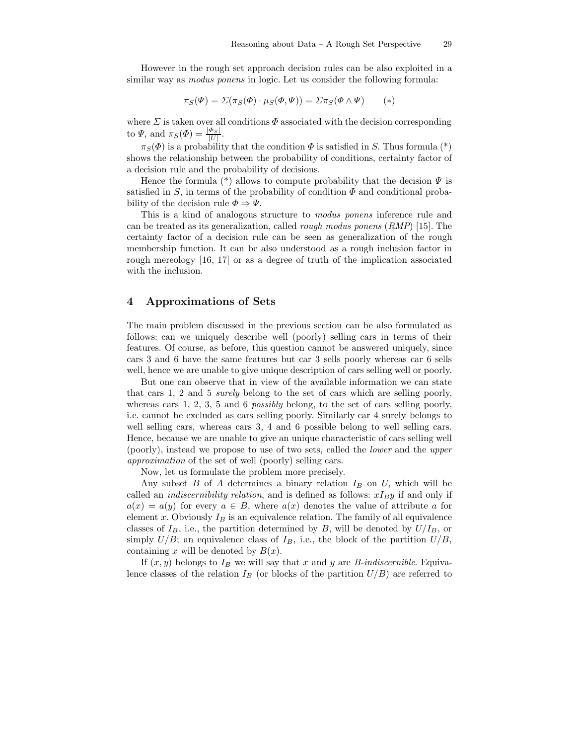However in the rough set approach decision rules can be also exploited in a similar way as *modus ponens* in logic. Let us consider the following formula:

$$\pi_S(\Psi) = \Sigma(\pi_S(\Phi) \cdot \mu_S(\Phi, \Psi)) = \Sigma \pi_S(\Phi \wedge \Psi) \qquad (*)$$

where $\Sigma$ is taken over all conditions $\Phi$ associated with the decision corresponding to $\Psi$, and $\pi_S(\Phi) = \frac{|\Phi_S|}{|U|}$.

$\pi_S(\Phi)$ is a probability that the condition $\Phi$ is satisfied in $S$. Thus formula (*) shows the relationship between the probability of conditions, certainty factor of a decision rule and the probability of decisions.

Hence the formula (*) allows to compute probability that the decision $\Psi$ is satisfied in $S$, in terms of the probability of condition $\Phi$ and conditional probability of the decision rule $\Phi \Rightarrow \Psi$.

This is a kind of analogous structure to *modus ponens* inference rule and can be treated as its generalization, called *rough modus ponens* (*RMP*) [15]. The certainty factor of a decision rule can be seen as generalization of the rough membership function. It can be also understood as a rough inclusion factor in rough mereology [16, 17] or as a degree of truth of the implication associated with the inclusion.

## 4 Approximations of Sets

The main problem discussed in the previous section can be also formulated as follows: can we uniquely describe well (poorly) selling cars in terms of their features. Of course, as before, this question cannot be answered uniquely, since cars 3 and 6 have the same features but car 3 sells poorly whereas car 6 sells well, hence we are unable to give unique description of cars selling well or poorly.

But one can observe that in view of the available information we can state that cars 1, 2 and 5 *surely* belong to the set of cars which are selling poorly, whereas cars 1, 2, 3, 5 and 6 *possibly* belong, to the set of cars selling poorly, i.e. cannot be excluded as cars selling poorly. Similarly car 4 surely belongs to well selling cars, whereas cars 3, 4 and 6 possible belong to well selling cars. Hence, because we are unable to give an unique characteristic of cars selling well (poorly), instead we propose to use of two sets, called the *lower* and the *upper approximation* of the set of well (poorly) selling cars.

Now, let us formulate the problem more precisely.

Any subset $B$ of $A$ determines a binary relation $I_B$ on $U$, which will be called an *indiscernibility relation*, and is defined as follows: $xI_By$ if and only if $a(x) = a(y)$ for every $a \in B$, where $a(x)$ denotes the value of attribute $a$ for element $x$. Obviously $I_B$ is an equivalence relation. The family of all equivalence classes of $I_B$, i.e., the partition determined by $B$, will be denoted by $U/I_B$, or simply $U/B$; an equivalence class of $I_B$, i.e., the block of the partition $U/B$, containing $x$ will be denoted by $B(x)$.

If $(x, y)$ belongs to $I_B$ we will say that $x$ and $y$ are *B-indiscernible*. Equivalence classes of the relation $I_B$ (or blocks of the partition $U/B$) are referred to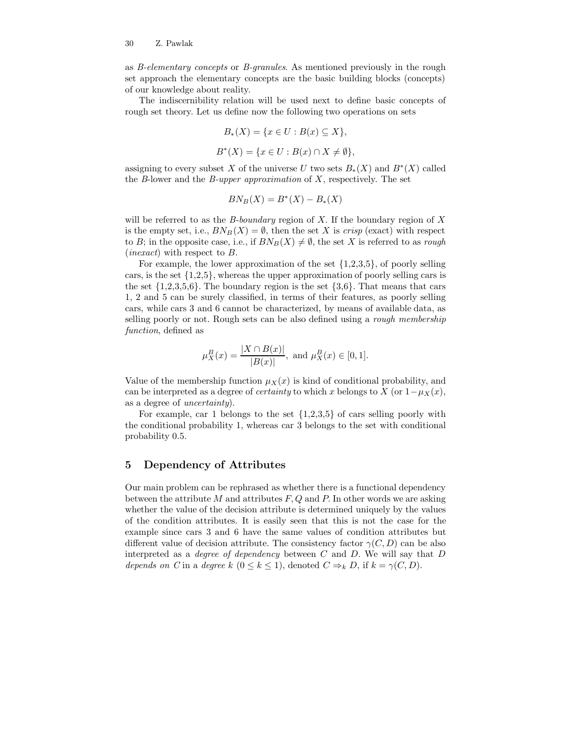as *B-elementary concepts* or *B-granules*. As mentioned previously in the rough set approach the elementary concepts are the basic building blocks (concepts) of our knowledge about reality.

The indiscernibility relation will be used next to define basic concepts of rough set theory. Let us define now the following two operations on sets

$$B_*(X) = \{x \in U : B(x) \subseteq X\},$$

$$B^*(X) = \{x \in U : B(x) \cap X \neq \emptyset\},$$

assigning to every subset $X$ of the universe $U$ two sets $B_*(X)$ and $B^*(X)$ called the *B*-lower and the *B-upper approximation* of $X$, respectively. The set

$$BN_B(X) = B^*(X) - B_*(X)$$

will be referred to as the *B-boundary* region of $X$. If the boundary region of $X$ is the empty set, i.e., $BN_B(X) = \emptyset$, then the set $X$ is *crisp* (exact) with respect to $B$; in the opposite case, i.e., if $BN_B(X) \neq \emptyset$, the set $X$ is referred to as *rough* (*inexact*) with respect to $B$.

For example, the lower approximation of the set {1,2,3,5}, of poorly selling cars, is the set {1,2,5}, whereas the upper approximation of poorly selling cars is the set {1,2,3,5,6}. The boundary region is the set {3,6}. That means that cars 1, 2 and 5 can be surely classified, in terms of their features, as poorly selling cars, while cars 3 and 6 cannot be characterized, by means of available data, as selling poorly or not. Rough sets can be also defined using a *rough membership function*, defined as

$$\mu_X^B(x) = \frac{|X \cap B(x)|}{|B(x)|}, \text{ and } \mu_X^B(x) \in [0, 1].$$

Value of the membership function $\mu_X(x)$ is kind of conditional probability, and can be interpreted as a degree of *certainty* to which $x$ belongs to $X$ (or $1 - \mu_X(x)$, as a degree of *uncertainty*).

For example, car 1 belongs to the set {1,2,3,5} of cars selling poorly with the conditional probability 1, whereas car 3 belongs to the set with conditional probability 0.5.

## 5 Dependency of Attributes

Our main problem can be rephrased as whether there is a functional dependency between the attribute $M$ and attributes $F, Q$ and $P$. In other words we are asking whether the value of the decision attribute is determined uniquely by the values of the condition attributes. It is easily seen that this is not the case for the example since cars 3 and 6 have the same values of condition attributes but different value of decision attribute. The consistency factor $\gamma(C, D)$ can be also interpreted as a *degree of dependency* between $C$ and $D$. We will say that $D$ *depends on* $C$ in a *degree* $k$ ($0 \leq k \leq 1$), denoted $C \Rightarrow_k D$, if $k = \gamma(C, D)$.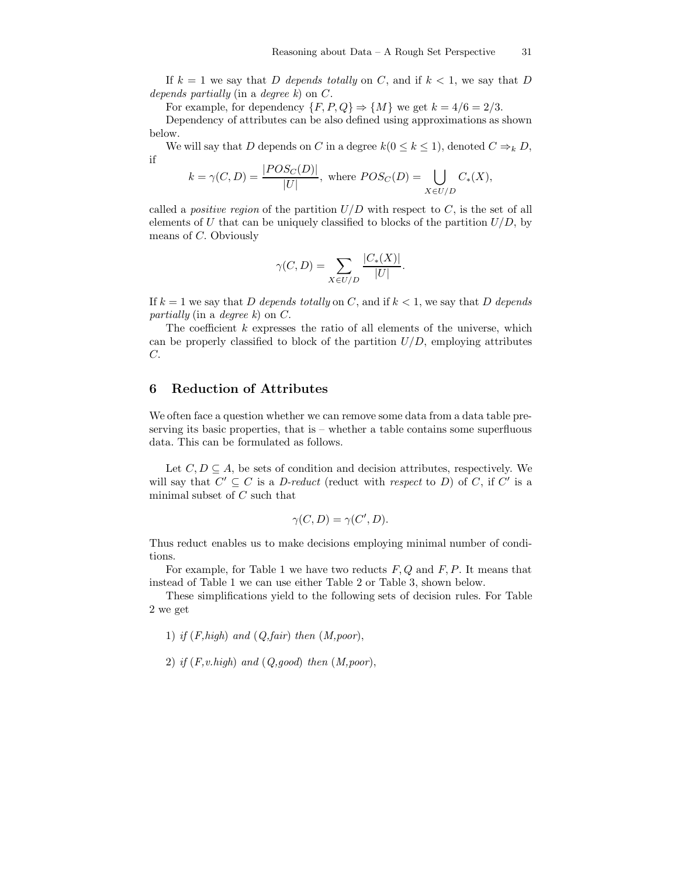If $k = 1$ we say that $D$ *depends totally* on $C$, and if $k < 1$, we say that $D$ *depends partially* (in a *degree* $k$) on $C$.

For example, for dependency $\{F, P, Q\} \Rightarrow \{M\}$ we get $k = 4/6 = 2/3$.

Dependency of attributes can be also defined using approximations as shown below.

We will say that $D$ depends on $C$ in a degree $k (0 \leq k \leq 1)$, denoted $C \Rightarrow_k D$, if

$$k = \gamma(C, D) = \frac{|POS_C(D)|}{|U|}, \text{ where } POS_C(D) = \bigcup_{X \in U/D} C_*(X),$$

called a *positive region* of the partition $U/D$ with respect to $C$, is the set of all elements of $U$ that can be uniquely classified to blocks of the partition $U/D$, by means of $C$. Obviously

$$\gamma(C, D) = \sum_{X \in U/D} \frac{|C_*(X)|}{|U|}.$$

If $k = 1$ we say that $D$ *depends totally* on $C$, and if $k < 1$, we say that $D$ *depends partially* (in a *degree* $k$) on $C$.

The coefficient $k$ expresses the ratio of all elements of the universe, which can be properly classified to block of the partition $U/D$, employing attributes $C$.

## 6 Reduction of Attributes

We often face a question whether we can remove some data from a data table preserving its basic properties, that is – whether a table contains some superfluous data. This can be formulated as follows.

Let $C, D \subseteq A$, be sets of condition and decision attributes, respectively. We will say that $C' \subseteq C$ is a *D-reduct* (reduct with *respect* to $D$) of $C$, if $C'$ is a minimal subset of $C$ such that

$$\gamma(C, D) = \gamma(C', D).$$

Thus reduct enables us to make decisions employing minimal number of conditions.

For example, for Table 1 we have two reducts $F, Q$ and $F, P$. It means that instead of Table 1 we can use either Table 2 or Table 3, shown below.

These simplifications yield to the following sets of decision rules. For Table 2 we get

1) *if* (*F,high*) *and* (*Q,fair*) *then* (*M,poor*),

2) *if* (*F,v.high*) *and* (*Q,good*) *then* (*M,poor*),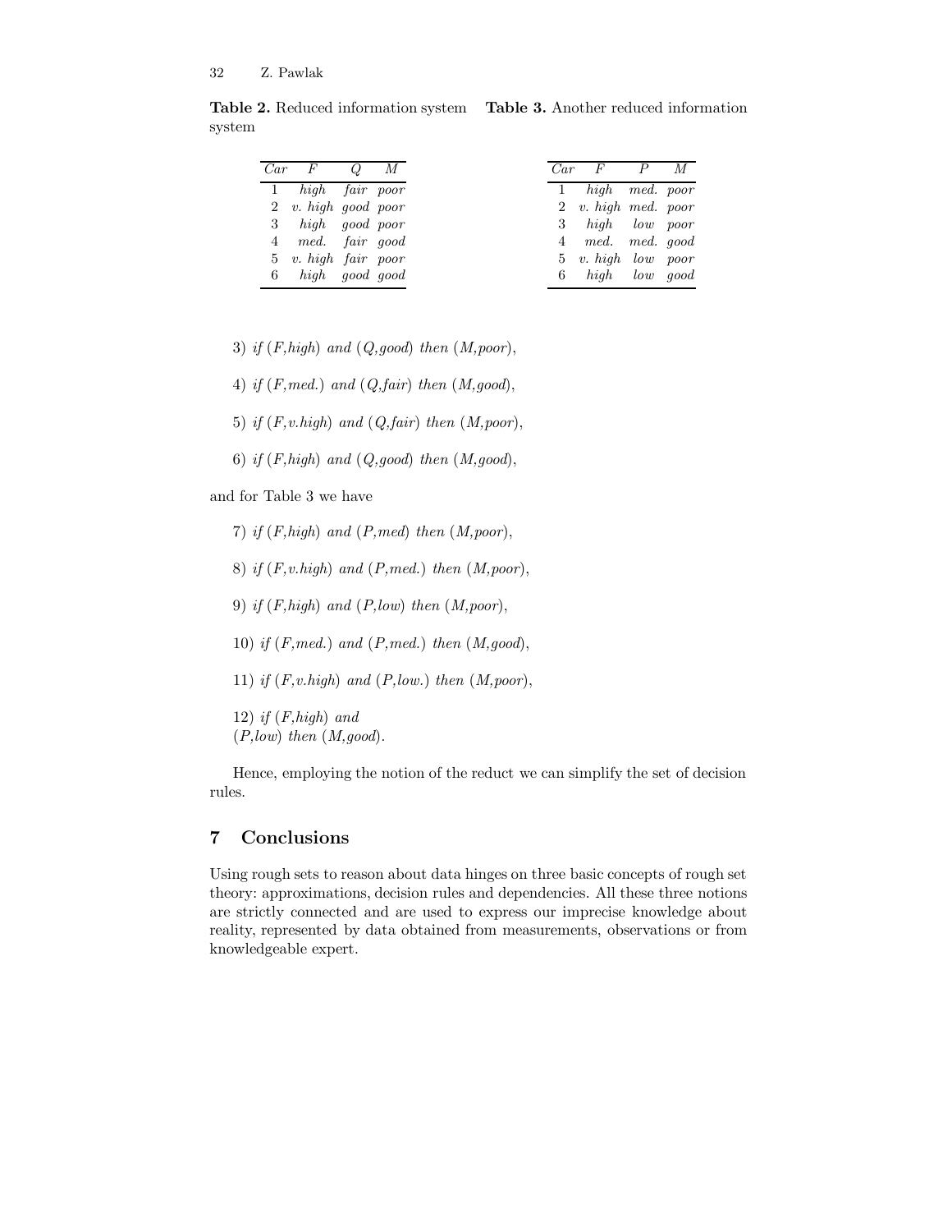**Table 2.** Reduced information system

| *Car* | *F* | *Q* | *M* |
|---|---|---|---|
| 1 | *high* | *fair* | *poor* |
| 2 | *v. high* | *good* | *poor* |
| 3 | *high* | *good* | *poor* |
| 4 | *med.* | *fair* | *good* |
| 5 | *v. high* | *fair* | *poor* |
| 6 | *high* | *good* | *good* |

**Table 3.** Another reduced information system

| *Car* | *F* | *P* | *M* |
|---|---|---|---|
| 1 | *high* | *med.* | *poor* |
| 2 | *v. high* | *med.* | *poor* |
| 3 | *high* | *low* | *poor* |
| 4 | *med.* | *med.* | *good* |
| 5 | *v. high* | *low* | *poor* |
| 6 | *high* | *low* | *good* |

3) *if* (*F*,*high*) *and* (*Q*,*good*) *then* (*M*,*poor*),

4) *if* (*F*,*med.*) *and* (*Q*,*fair*) *then* (*M*,*good*),

5) *if* (*F*,*v.high*) *and* (*Q*,*fair*) *then* (*M*,*poor*),

6) *if* (*F*,*high*) *and* (*Q*,*good*) *then* (*M*,*good*),

and for Table 3 we have

7) *if* (*F*,*high*) *and* (*P*,*med*) *then* (*M*,*poor*),

8) *if* (*F*,*v.high*) *and* (*P*,*med.*) *then* (*M*,*poor*),

9) *if* (*F*,*high*) *and* (*P*,*low*) *then* (*M*,*poor*),

10) *if* (*F*,*med.*) *and* (*P*,*med.*) *then* (*M*,*good*),

11) *if* (*F*,*v.high*) *and* (*P*,*low.*) *then* (*M*,*poor*),

12) *if* (*F*,*high*) *and*
(*P*,*low*) *then* (*M*,*good*).

Hence, employing the notion of the reduct we can simplify the set of decision rules.

## 7 Conclusions

Using rough sets to reason about data hinges on three basic concepts of rough set theory: approximations, decision rules and dependencies. All these three notions are strictly connected and are used to express our imprecise knowledge about reality, represented by data obtained from measurements, observations or from knowledgeable expert.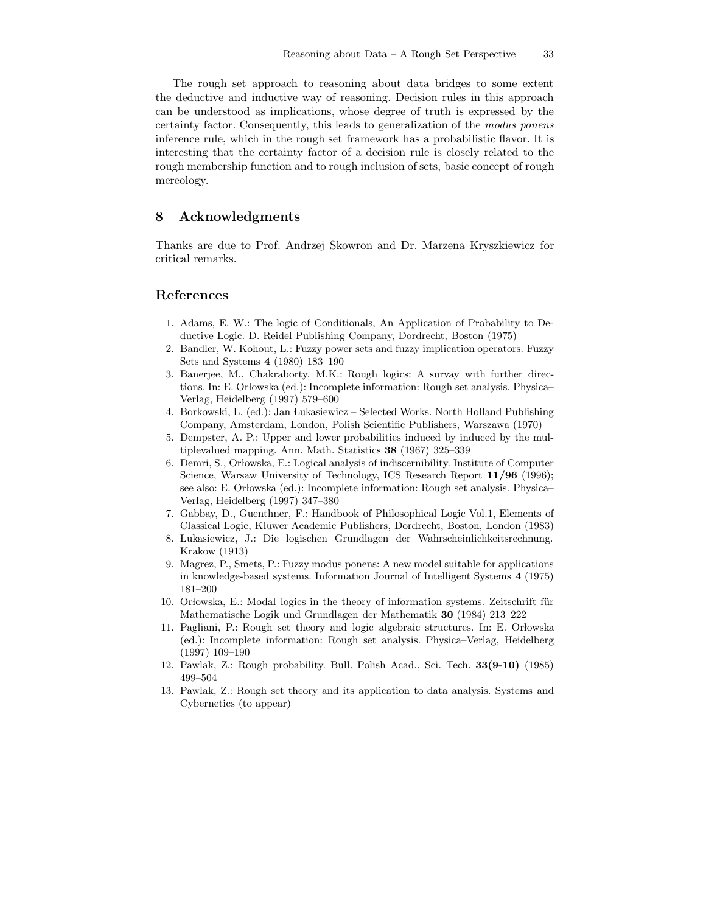The rough set approach to reasoning about data bridges to some extent the deductive and inductive way of reasoning. Decision rules in this approach can be understood as implications, whose degree of truth is expressed by the certainty factor. Consequently, this leads to generalization of the *modus ponens* inference rule, which in the rough set framework has a probabilistic flavor. It is interesting that the certainty factor of a decision rule is closely related to the rough membership function and to rough inclusion of sets, basic concept of rough mereology.

## 8 Acknowledgments

Thanks are due to Prof. Andrzej Skowron and Dr. Marzena Kryszkiewicz for critical remarks.

## References

1. Adams, E. W.: The logic of Conditionals, An Application of Probability to Deductive Logic. D. Reidel Publishing Company, Dordrecht, Boston (1975)
2. Bandler, W. Kohout, L.: Fuzzy power sets and fuzzy implication operators. Fuzzy Sets and Systems **4** (1980) 183–190
3. Banerjee, M., Chakraborty, M.K.: Rough logics: A survay with further directions. In: E. Orłowska (ed.): Incomplete information: Rough set analysis. Physica–Verlag, Heidelberg (1997) 579–600
4. Borkowski, L. (ed.): Jan Łukasiewicz – Selected Works. North Holland Publishing Company, Amsterdam, London, Polish Scientific Publishers, Warszawa (1970)
5. Dempster, A. P.: Upper and lower probabilities induced by induced by the multiplevalued mapping. Ann. Math. Statistics **38** (1967) 325–339
6. Demri, S., Orłowska, E.: Logical analysis of indiscernibility. Institute of Computer Science, Warsaw University of Technology, ICS Research Report **11/96** (1996); see also: E. Orłowska (ed.): Incomplete information: Rough set analysis. Physica–Verlag, Heidelberg (1997) 347–380
7. Gabbay, D., Guenthner, F.: Handbook of Philosophical Logic Vol.1, Elements of Classical Logic, Kluwer Academic Publishers, Dordrecht, Boston, London (1983)
8. Łukasiewicz, J.: Die logischen Grundlagen der Wahrscheinlichkeitsrechnung. Krakow (1913)
9. Magrez, P., Smets, P.: Fuzzy modus ponens: A new model suitable for applications in knowledge-based systems. Information Journal of Intelligent Systems **4** (1975) 181–200
10. Orłowska, E.: Modal logics in the theory of information systems. Zeitschrift für Mathematische Logik und Grundlagen der Mathematik **30** (1984) 213–222
11. Pagliani, P.: Rough set theory and logic–algebraic structures. In: E. Orłowska (ed.): Incomplete information: Rough set analysis. Physica–Verlag, Heidelberg (1997) 109–190
12. Pawlak, Z.: Rough probability. Bull. Polish Acad., Sci. Tech. **33(9-10)** (1985) 499–504
13. Pawlak, Z.: Rough set theory and its application to data analysis. Systems and Cybernetics (to appear)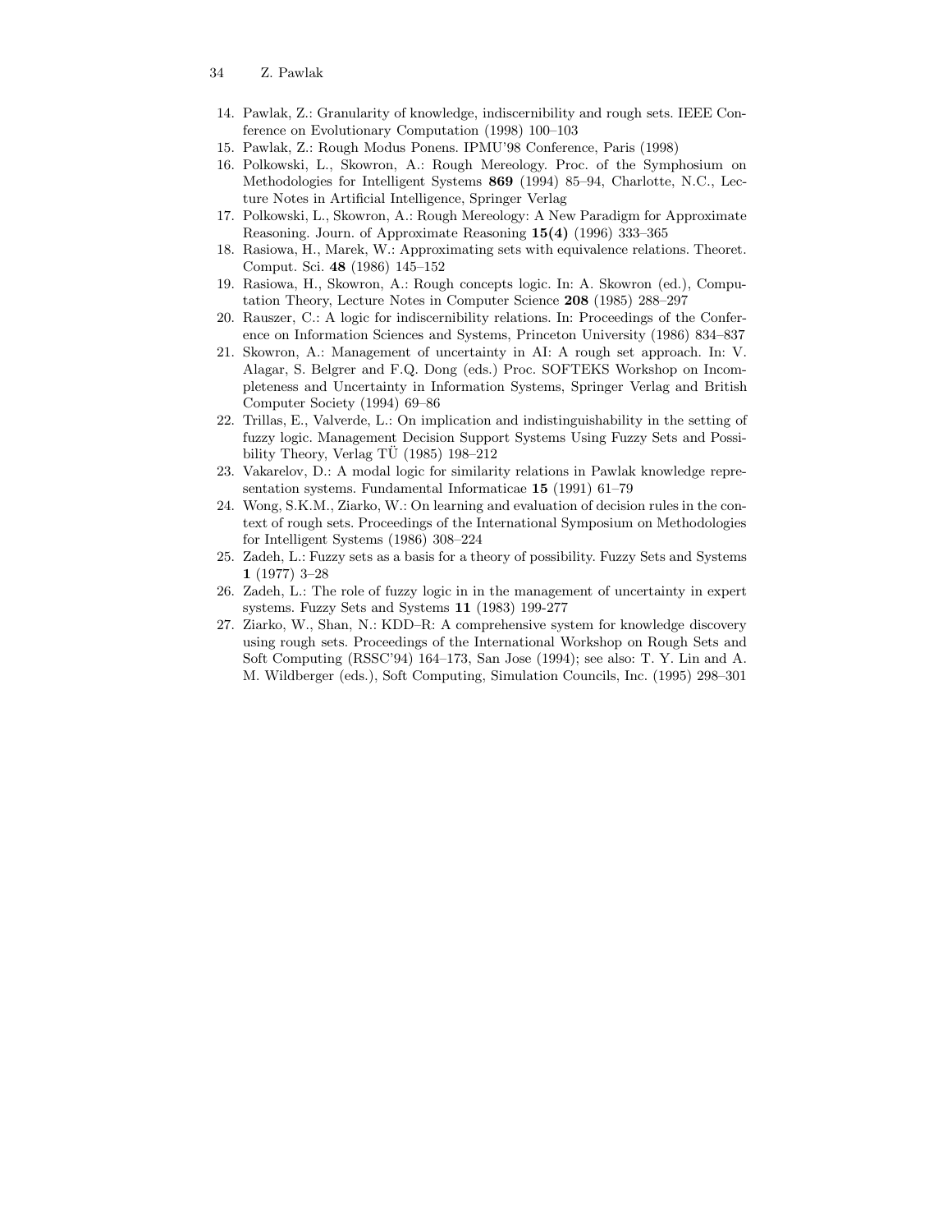14. Pawlak, Z.: Granularity of knowledge, indiscernibility and rough sets. IEEE Conference on Evolutionary Computation (1998) 100–103
15. Pawlak, Z.: Rough Modus Ponens. IPMU'98 Conference, Paris (1998)
16. Polkowski, L., Skowron, A.: Rough Mereology. Proc. of the Symphosium on Methodologies for Intelligent Systems **869** (1994) 85–94, Charlotte, N.C., Lecture Notes in Artificial Intelligence, Springer Verlag
17. Polkowski, L., Skowron, A.: Rough Mereology: A New Paradigm for Approximate Reasoning. Journ. of Approximate Reasoning **15(4)** (1996) 333–365
18. Rasiowa, H., Marek, W.: Approximating sets with equivalence relations. Theoret. Comput. Sci. **48** (1986) 145–152
19. Rasiowa, H., Skowron, A.: Rough concepts logic. In: A. Skowron (ed.), Computation Theory, Lecture Notes in Computer Science **208** (1985) 288–297
20. Rauszer, C.: A logic for indiscernibility relations. In: Proceedings of the Conference on Information Sciences and Systems, Princeton University (1986) 834–837
21. Skowron, A.: Management of uncertainty in AI: A rough set approach. In: V. Alagar, S. Belgrer and F.Q. Dong (eds.) Proc. SOFTEKS Workshop on Incompleteness and Uncertainty in Information Systems, Springer Verlag and British Computer Society (1994) 69–86
22. Trillas, E., Valverde, L.: On implication and indistinguishability in the setting of fuzzy logic. Management Decision Support Systems Using Fuzzy Sets and Possibility Theory, Verlag TÜ (1985) 198–212
23. Vakarelov, D.: A modal logic for similarity relations in Pawlak knowledge representation systems. Fundamental Informaticae **15** (1991) 61–79
24. Wong, S.K.M., Ziarko, W.: On learning and evaluation of decision rules in the context of rough sets. Proceedings of the International Symposium on Methodologies for Intelligent Systems (1986) 308–224
25. Zadeh, L.: Fuzzy sets as a basis for a theory of possibility. Fuzzy Sets and Systems **1** (1977) 3–28
26. Zadeh, L.: The role of fuzzy logic in in the management of uncertainty in expert systems. Fuzzy Sets and Systems **11** (1983) 199-277
27. Ziarko, W., Shan, N.: KDD–R: A comprehensive system for knowledge discovery using rough sets. Proceedings of the International Workshop on Rough Sets and Soft Computing (RSSC'94) 164–173, San Jose (1994); see also: T. Y. Lin and A. M. Wildberger (eds.), Soft Computing, Simulation Councils, Inc. (1995) 298–301